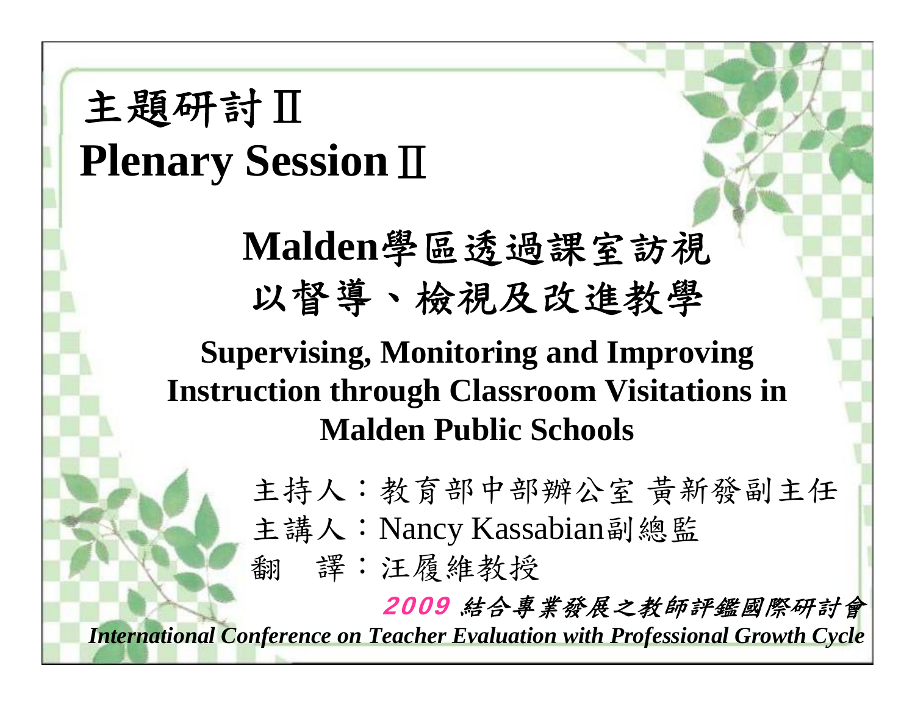# 主題研討Ⅱ
# Plenary SessionⅡ

## Malden學區透過課室訪視以督導、檢視及改進教學

## Supervising, Monitoring and Improving Instruction through Classroom Visitations in Malden Public Schools

主持人：教育部中部辦公室 黃新發副主任

主講人：Nancy Kassabian副總監

翻　譯：汪履維教授

***2009 結合專業發展之教師評鑑國際研討會***

***International Conference on Teacher Evaluation with Professional Growth Cycle***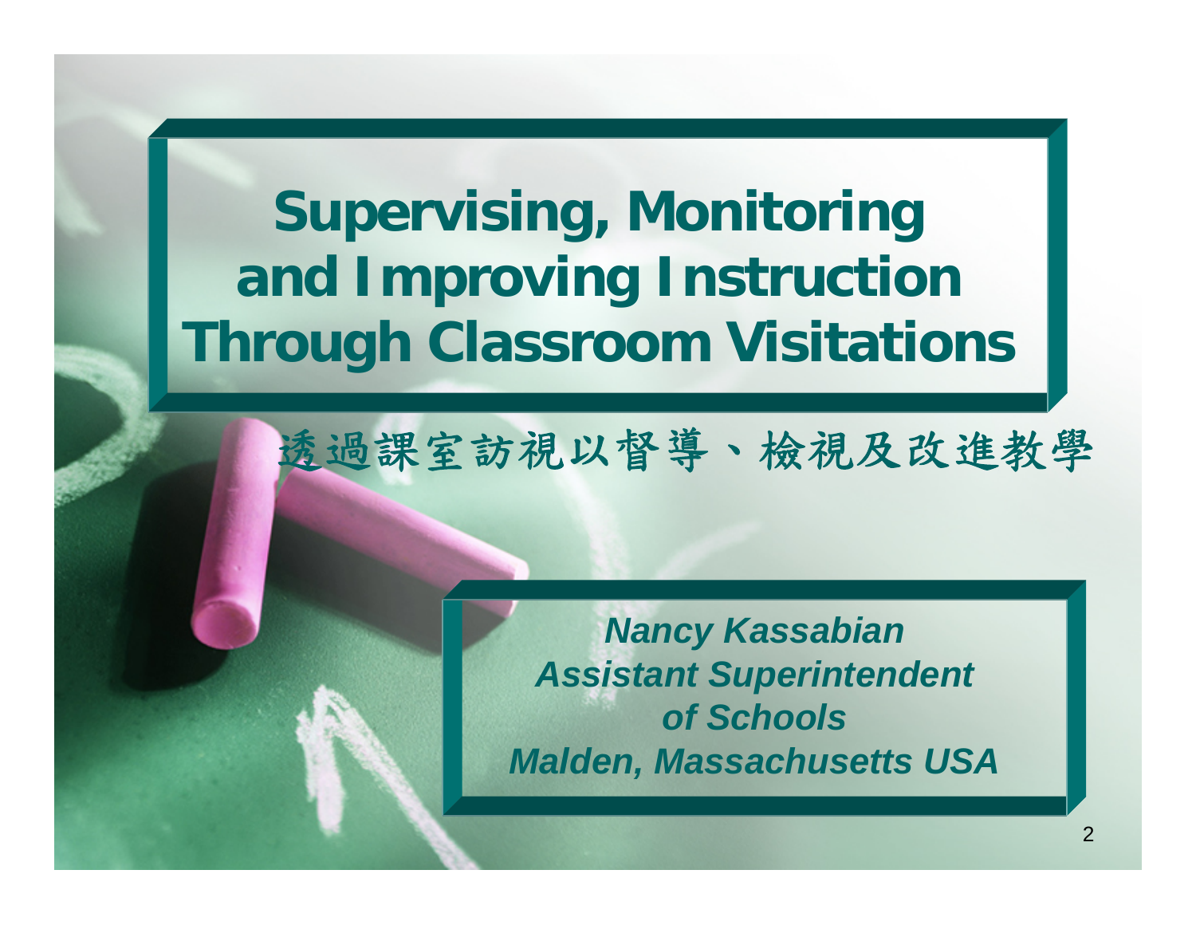# Supervising, Monitoring and Improving Instruction Through Classroom Visitations

透過課室訪視以督導、檢視及改進教學

***Nancy Kassabian***
***Assistant Superintendent of Schools***
***Malden, Massachusetts USA***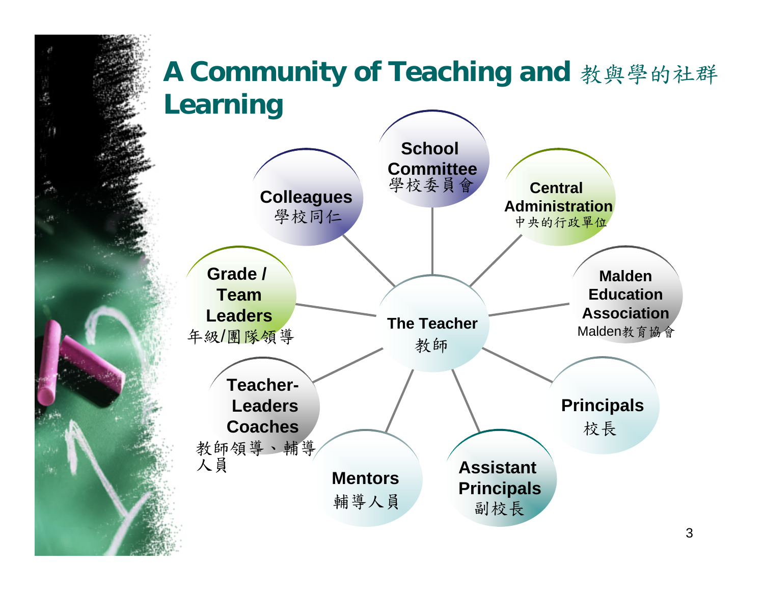# A Community of Teaching and Learning 教與學的社群

The Teacher
教師

School Committee
學校委員會

Central Administration
中央的行政單位

Malden Education Association
Malden教育協會

Principals
校長

Assistant Principals
副校長

Mentors
輔導人員

Teacher-Leaders Coaches
教師領導、輔導人員

Grade / Team Leaders
年級/團隊領導

Colleagues
學校同仁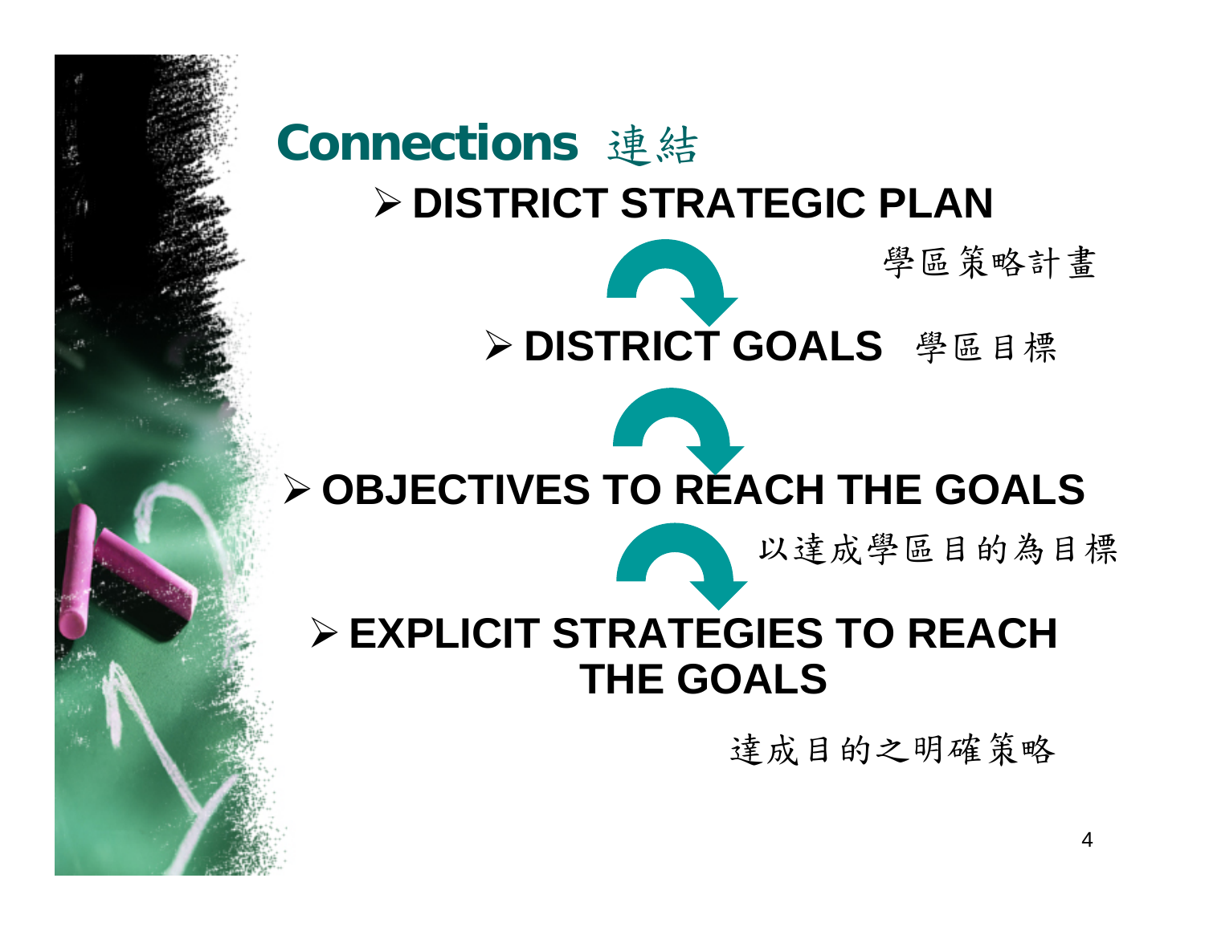## Connections 連結

- **DISTRICT STRATEGIC PLAN**

學區策略計畫

- **DISTRICT GOALS** 學區目標

- **OBJECTIVES TO REACH THE GOALS**

以達成學區目的為目標

- **EXPLICIT STRATEGIES TO REACH THE GOALS**

達成目的之明確策略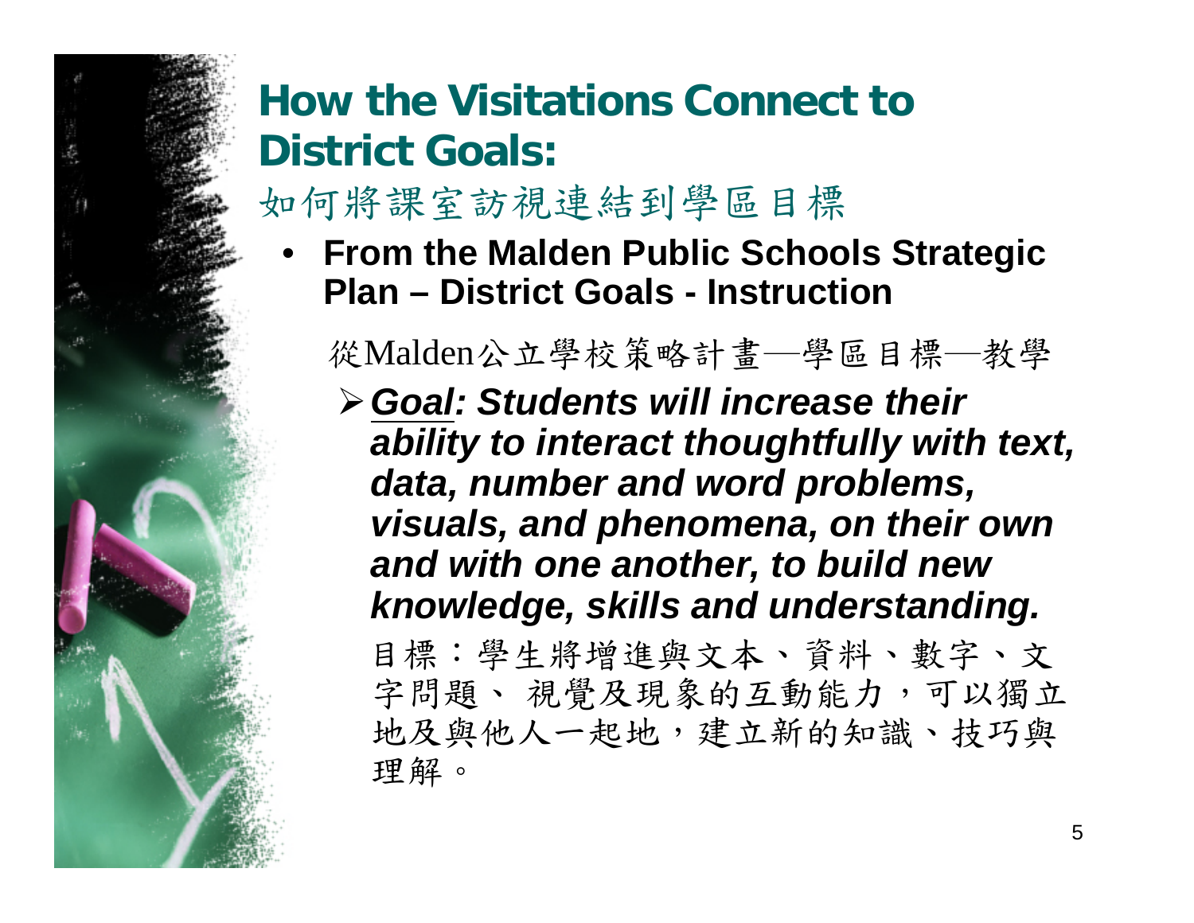# How the Visitations Connect to District Goals:

如何將課室訪視連結到學區目標

- **From the Malden Public Schools Strategic Plan – District Goals - Instruction**

  從Malden公立學校策略計畫—學區目標—教學

  - ***Goal: Students will increase their ability to interact thoughtfully with text, data, number and word problems, visuals, and phenomena, on their own and with one another, to build new knowledge, skills and understanding.***

    目標：學生將增進與文本、資料、數字、文字問題、 視覺及現象的互動能力，可以獨立地及與他人一起地，建立新的知識、技巧與理解。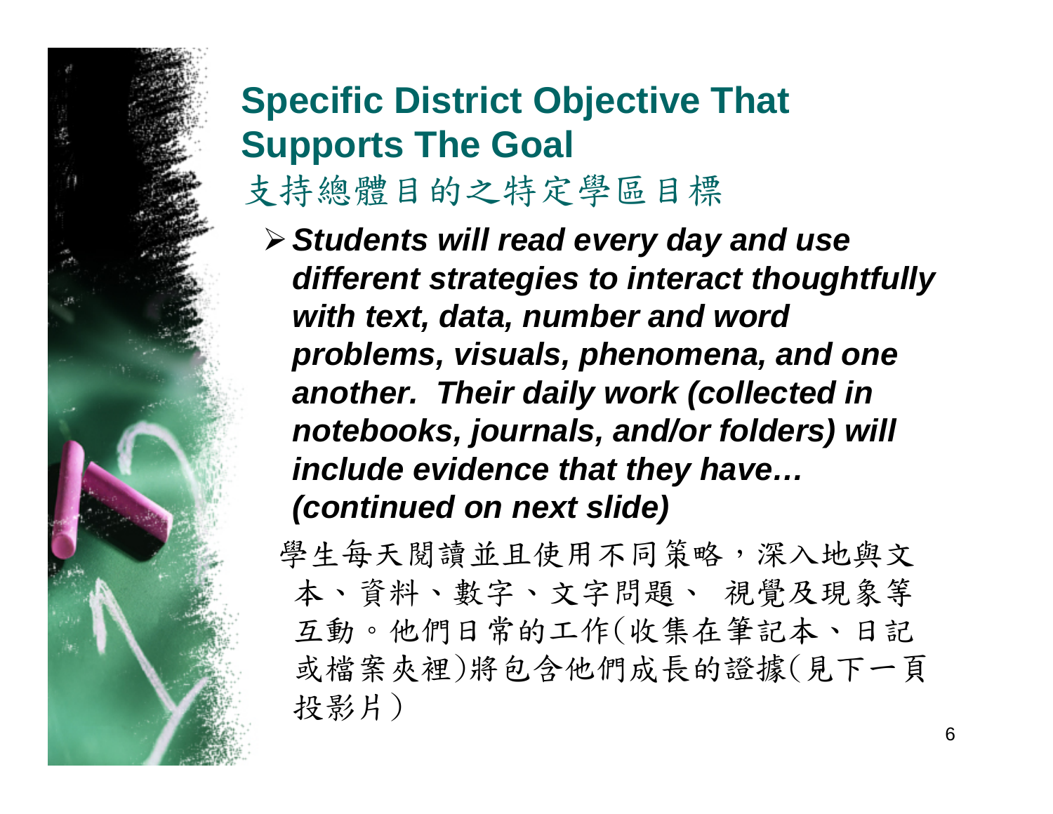## Specific District Objective That Supports The Goal
## 支持總體目的之特定學區目標

- ***Students will read every day and use different strategies to interact thoughtfully with text, data, number and word problems, visuals, phenomena, and one another. Their daily work (collected in notebooks, journals, and/or folders) will include evidence that they have… (continued on next slide)***

  學生每天閱讀並且使用不同策略，深入地與文本、資料、數字、文字問題、 視覺及現象等互動。他們日常的工作(收集在筆記本、日記或檔案夾裡)將包含他們成長的證據(見下一頁投影片）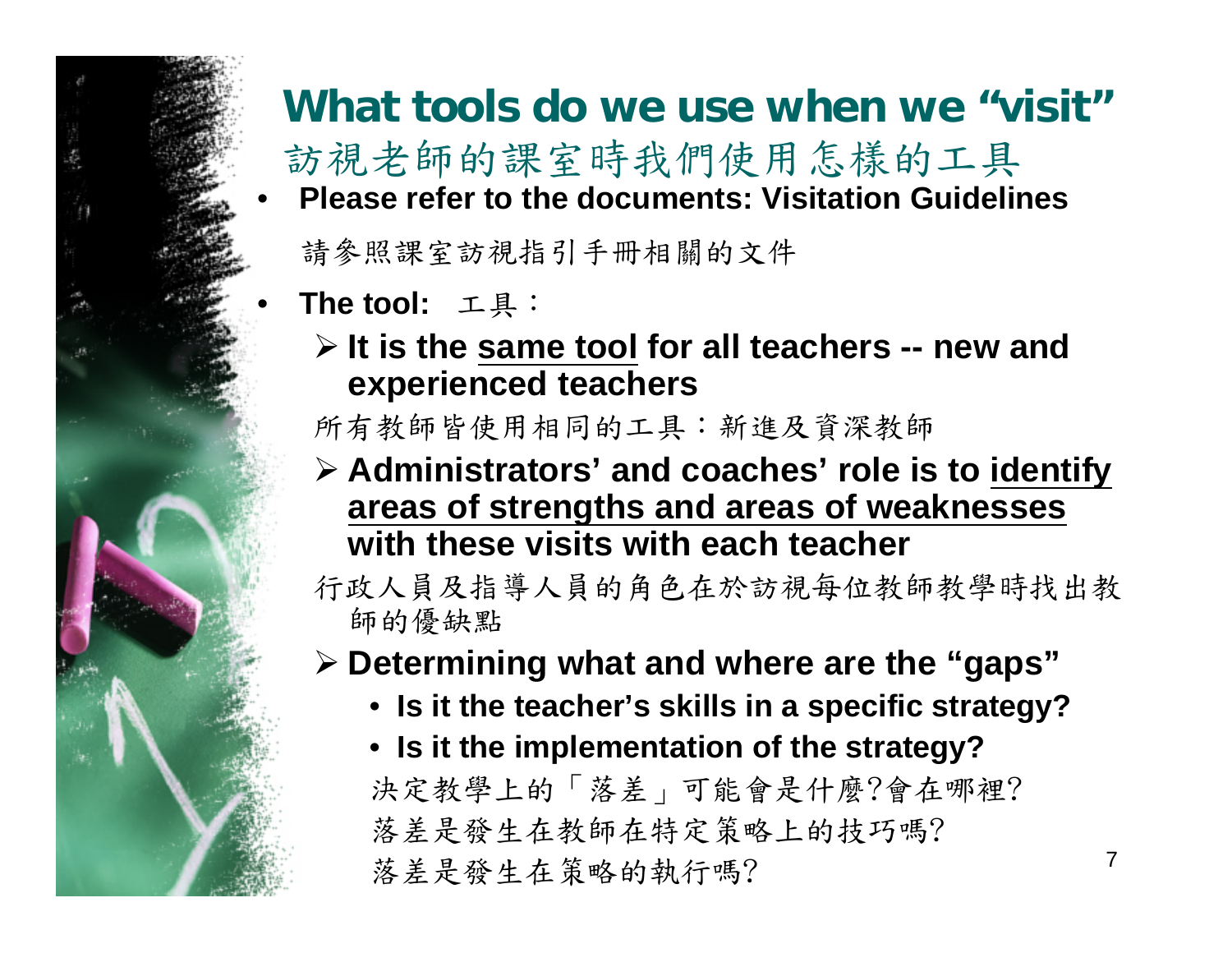# What tools do we use when we "visit"

# 訪視老師的課室時我們使用怎樣的工具

- **Please refer to the documents: Visitation Guidelines**

  請參照課室訪視指引手冊相關的文件

- **The tool:** 工具：
  - **It is the <u>same tool</u> for all teachers -- new and experienced teachers**

    所有教師皆使用相同的工具：新進及資深教師

  - **Administrators' and coaches' role is to <u>identify areas of strengths and areas of weaknesses</u> with these visits with each teacher**

    行政人員及指導人員的角色在於訪視每位教師教學時找出教師的優缺點

  - **Determining what and where are the "gaps"**
    - **Is it the teacher's skills in a specific strategy?**
    - **Is it the implementation of the strategy?**

    決定教學上的「落差」可能會是什麼?會在哪裡?

    落差是發生在教師在特定策略上的技巧嗎?

    落差是發生在策略的執行嗎?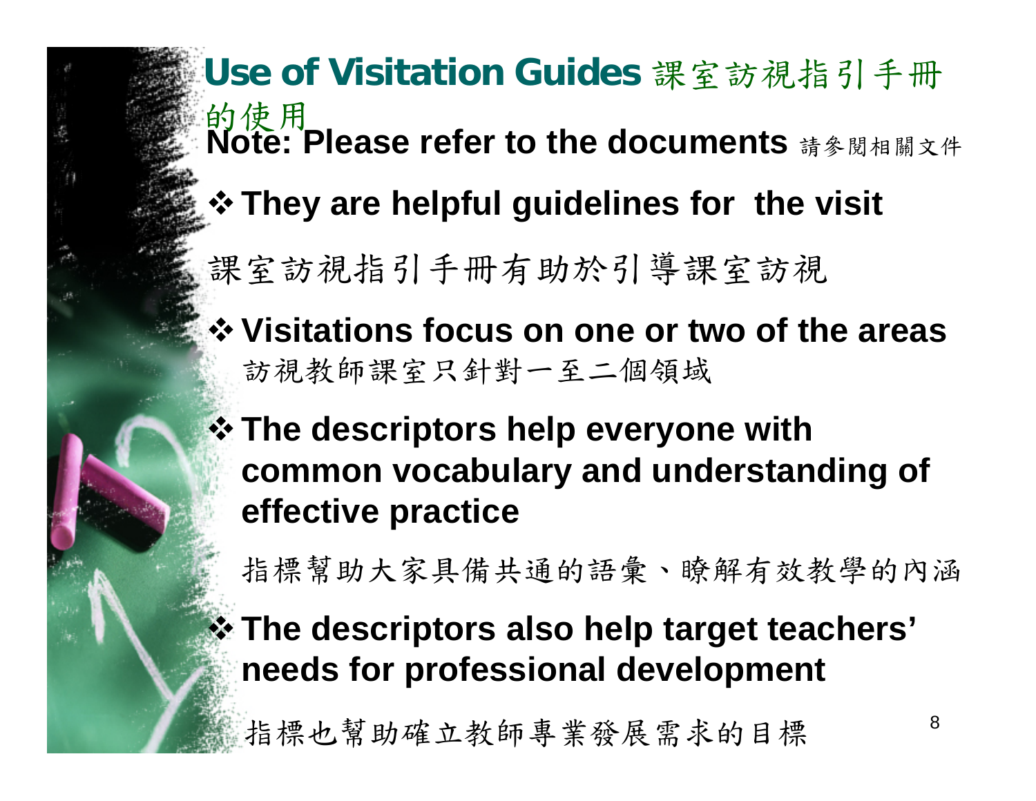# Use of Visitation Guides 課室訪視指引手冊的使用

**Note: Please refer to the documents** 請參閱相關文件

- **They are helpful guidelines for the visit**

  課室訪視指引手冊有助於引導課室訪視

- **Visitations focus on one or two of the areas**

  訪視教師課室只針對一至二個領域

- **The descriptors help everyone with common vocabulary and understanding of effective practice**

  指標幫助大家具備共通的語彙、瞭解有效教學的內涵

- **The descriptors also help target teachers' needs for professional development**

  指標也幫助確立教師專業發展需求的目標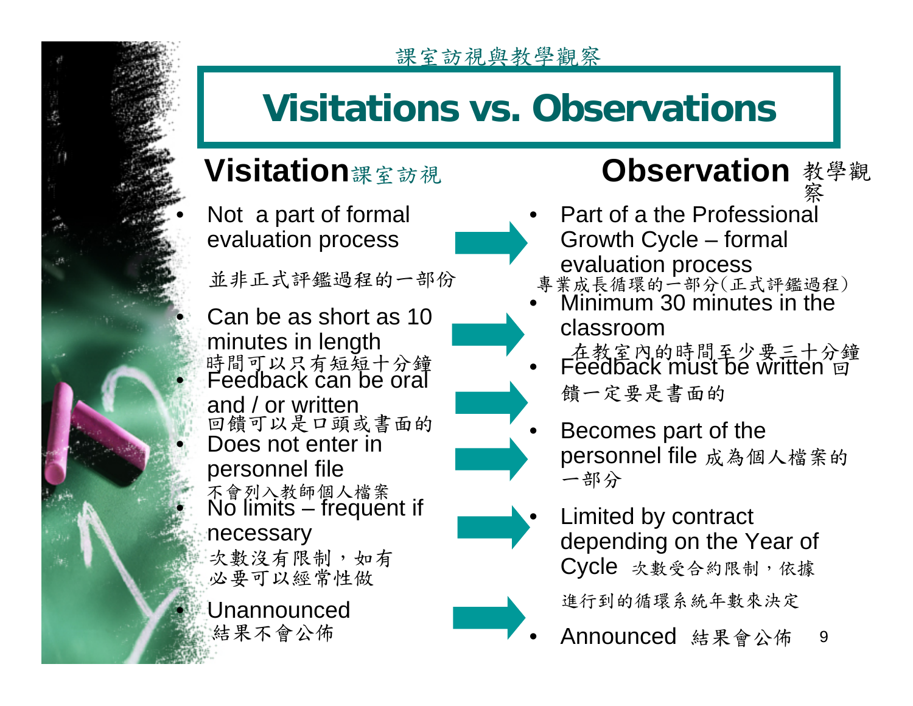課室訪視與教學觀察

# Visitations vs. Observations

## Visitation 課室訪視

- Not a part of formal evaluation process

  並非正式評鑑過程的一部份

- Can be as short as 10 minutes in length

  時間可以只有短短十分鐘

- Feedback can be oral and / or written

  回饋可以是口頭或書面的

- Does not enter in personnel file

  不會列入教師個人檔案

- No limits – frequent if necessary

  次數沒有限制，如有必要可以經常性做

- Unannounced

  結果不會公佈

## Observation 教學觀察

- Part of a the Professional Growth Cycle – formal evaluation process

  專業成長循環的一部分(正式評鑑過程)

- Minimum 30 minutes in the classroom

  在教室內的時間至少要三十分鐘

- Feedback must be written 回饋一定要是書面的

- Becomes part of the personnel file 成為個人檔案的一部分

- Limited by contract depending on the Year of Cycle 次數受合約限制，依據進行到的循環系統年數來決定

- Announced 結果會公佈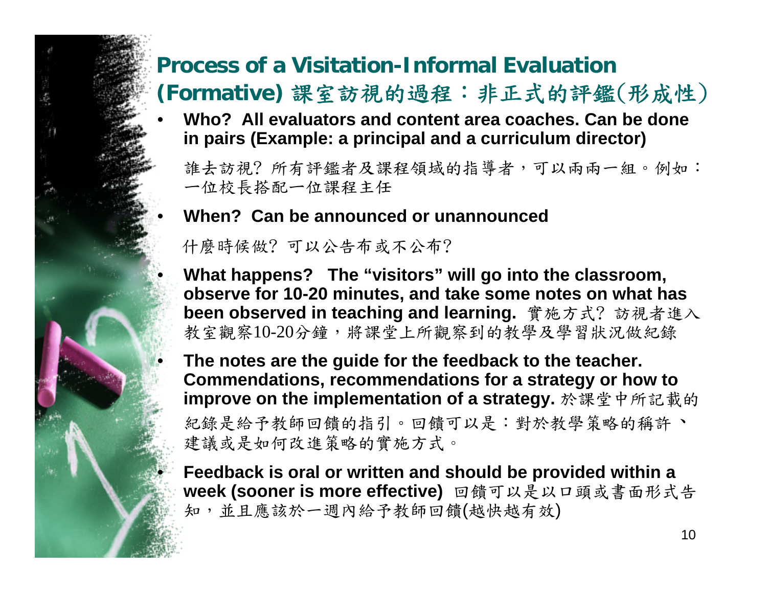## Process of a Visitation-Informal Evaluation (Formative) 課室訪視的過程：非正式的評鑑(形成性)

- **Who? All evaluators and content area coaches. Can be done in pairs (Example: a principal and a curriculum director)**

  誰去訪視? 所有評鑑者及課程領域的指導者，可以兩兩一組。例如：一位校長搭配一位課程主任

- **When? Can be announced or unannounced**

  什麼時候做? 可以公告布或不公布?

- **What happens? The "visitors" will go into the classroom, observe for 10-20 minutes, and take some notes on what has been observed in teaching and learning.** 實施方式? 訪視者進入教室觀察10-20分鐘，將課堂上所觀察到的教學及學習狀況做紀錄

- **The notes are the guide for the feedback to the teacher. Commendations, recommendations for a strategy or how to improve on the implementation of a strategy.** 於課堂中所記載的紀錄是給予教師回饋的指引。回饋可以是：對於教學策略的稱許 、建議或是如何改進策略的實施方式。

- **Feedback is oral or written and should be provided within a week (sooner is more effective)** 回饋可以是以口頭或書面形式告知，並且應該於一週內給予教師回饋(越快越有效)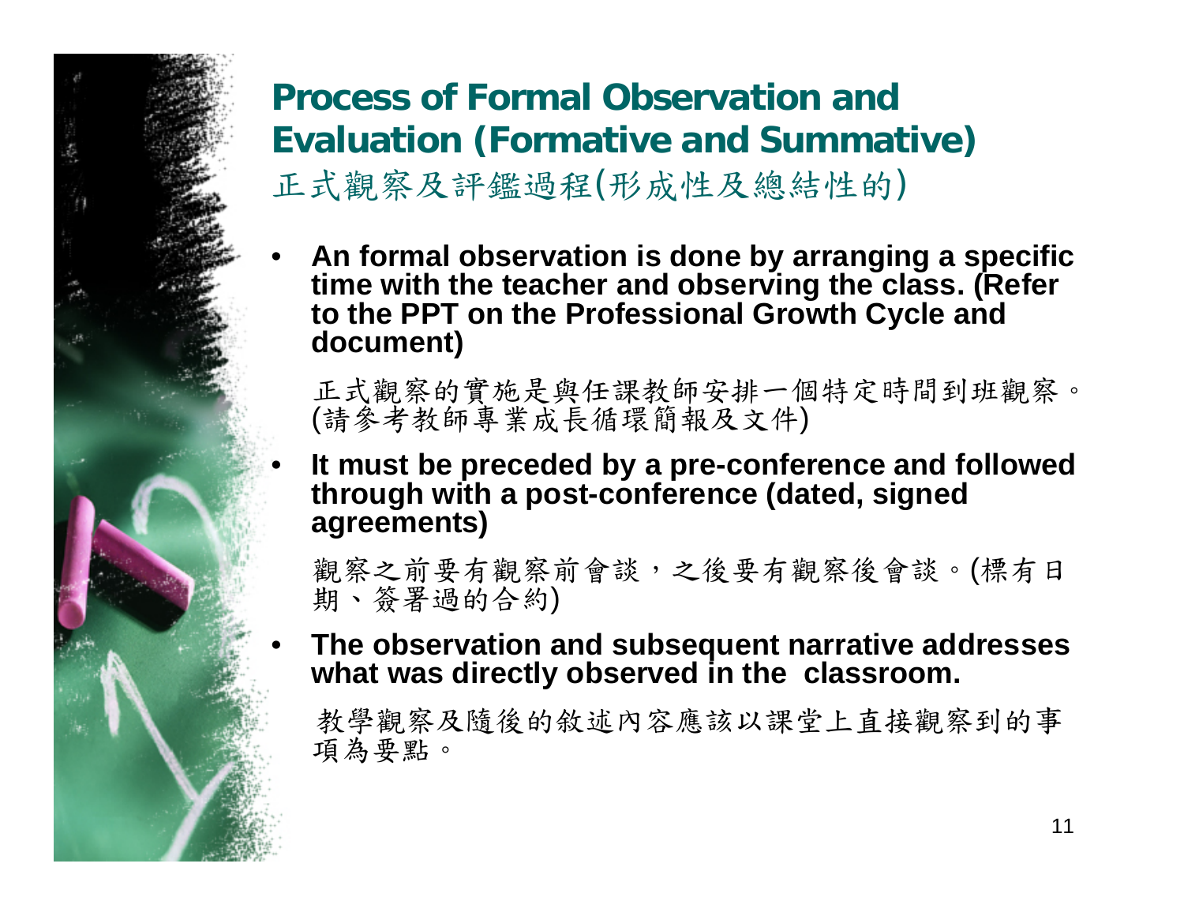## Process of Formal Observation and Evaluation (Formative and Summative)

## 正式觀察及評鑑過程(形成性及總結性的)

- **An formal observation is done by arranging a specific time with the teacher and observing the class. (Refer to the PPT on the Professional Growth Cycle and document)**

  正式觀察的實施是與任課教師安排一個特定時間到班觀察。(請參考教師專業成長循環簡報及文件)

- **It must be preceded by a pre-conference and followed through with a post-conference (dated, signed agreements)**

  觀察之前要有觀察前會談，之後要有觀察後會談。(標有日期、簽署過的合約)

- **The observation and subsequent narrative addresses what was directly observed in the classroom.**

  教學觀察及隨後的敘述內容應該以課堂上直接觀察到的事項為要點。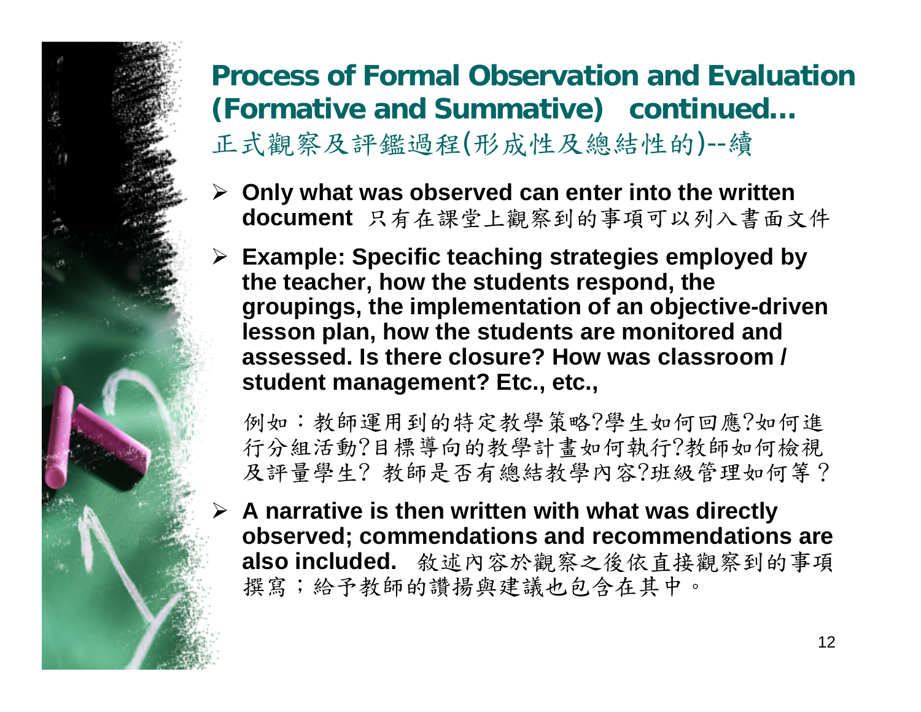## Process of Formal Observation and Evaluation (Formative and Summative) continued…

正式觀察及評鑑過程(形成性及總結性的)--續

- **Only what was observed can enter into the written document** 只有在課堂上觀察到的事項可以列入書面文件
- **Example: Specific teaching strategies employed by the teacher, how the students respond, the groupings, the implementation of an objective-driven lesson plan, how the students are monitored and assessed. Is there closure? How was classroom / student management? Etc., etc.,**

  例如：教師運用到的特定教學策略?學生如何回應?如何進行分組活動?目標導向的教學計畫如何執行?教師如何檢視及評量學生? 教師是否有總結教學內容?班級管理如何等？

- **A narrative is then written with what was directly observed; commendations and recommendations are also included.** 敘述內容於觀察之後依直接觀察到的事項撰寫；給予教師的讚揚與建議也包含在其中。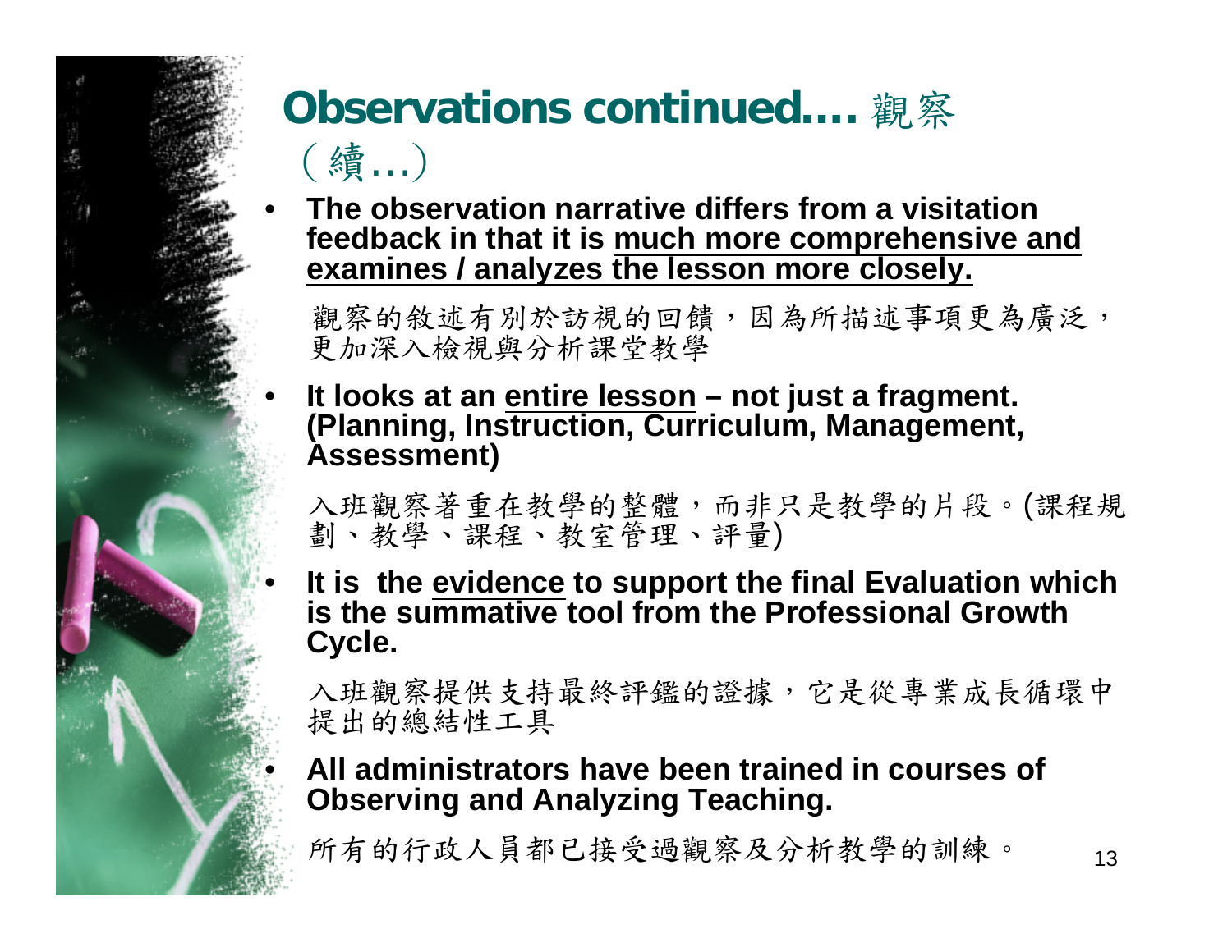## Observations continued…. 觀察（續…）

- **The observation narrative differs from a visitation feedback in that it is much more comprehensive and examines / analyzes the lesson more closely.**

  觀察的敘述有別於訪視的回饋，因為所描述事項更為廣泛，更加深入檢視與分析課堂教學

- **It looks at an entire lesson – not just a fragment. (Planning, Instruction, Curriculum, Management, Assessment)**

  入班觀察著重在教學的整體，而非只是教學的片段。(課程規劃、教學、課程、教室管理、評量)

- **It is the evidence to support the final Evaluation which is the summative tool from the Professional Growth Cycle.**

  入班觀察提供支持最終評鑑的證據，它是從專業成長循環中提出的總結性工具

- **All administrators have been trained in courses of Observing and Analyzing Teaching.**

  所有的行政人員都已接受過觀察及分析教學的訓練。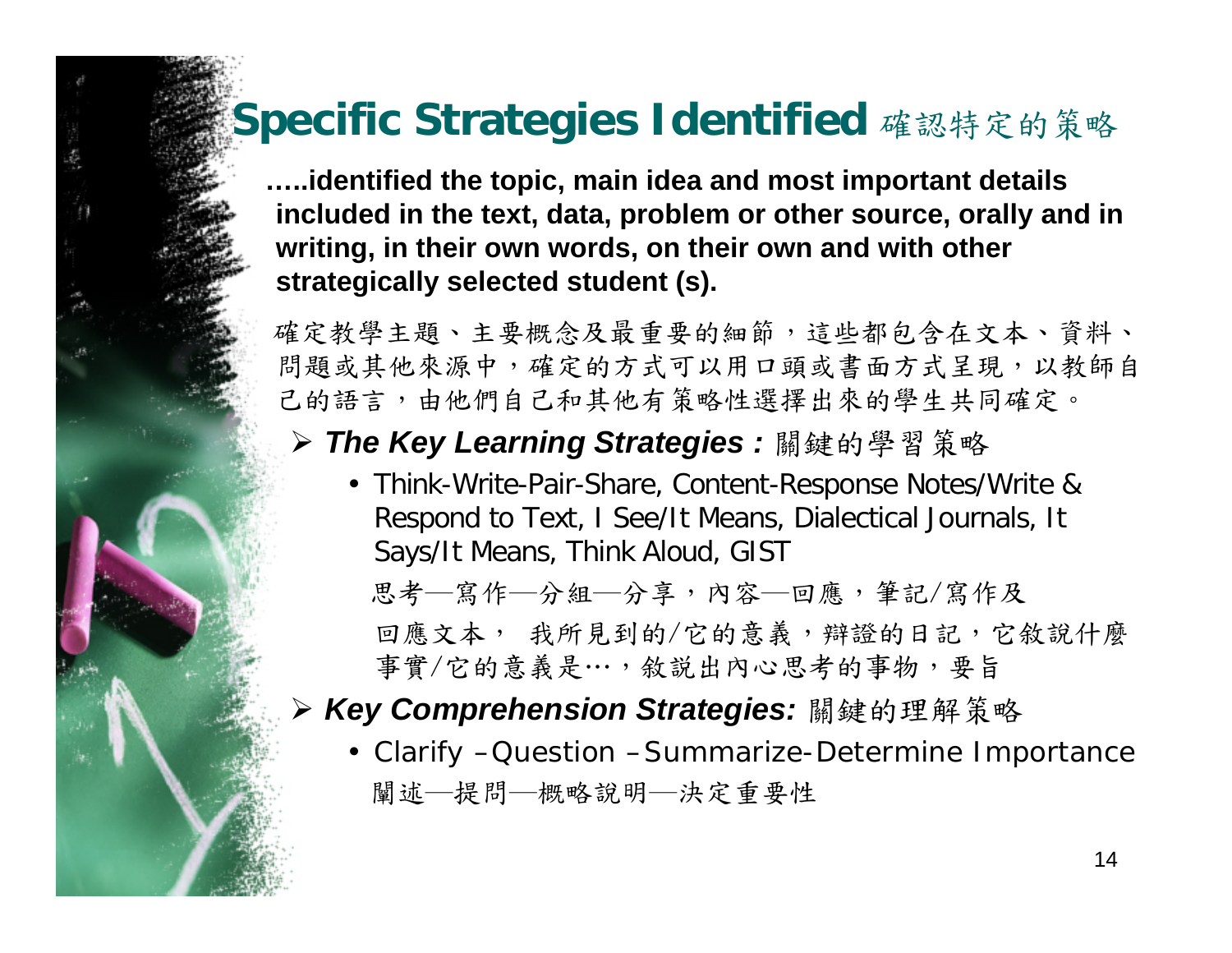# Specific Strategies Identified 確認特定的策略

**…..identified the topic, main idea and most important details included in the text, data, problem or other source, orally and in writing, in their own words, on their own and with other strategically selected student (s).**

確定教學主題、主要概念及最重要的細節，這些都包含在文本、資料、問題或其他來源中，確定的方式可以用口頭或書面方式呈現，以教師自己的語言，由他們自己和其他有策略性選擇出來的學生共同確定。

- ***The Key Learning Strategies :*** 關鍵的學習策略
  - Think-Write-Pair-Share, Content-Response Notes/Write & Respond to Text, I See/It Means, Dialectical Journals, It Says/It Means, Think Aloud, GIST

    思考—寫作—分組—分享，內容—回應，筆記/寫作及回應文本， 我所見到的/它的意義，辯證的日記，它敘說什麼事實/它的意義是…，敘說出內心思考的事物，要旨
- ***Key Comprehension Strategies:*** 關鍵的理解策略
  - Clarify –Question –Summarize-Determine Importance

    闡述—提問—概略說明—決定重要性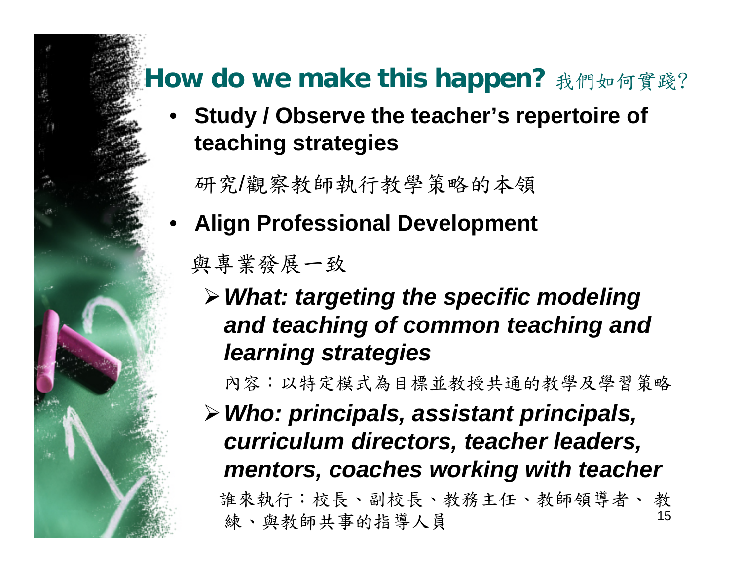## How do we make this happen? 我們如何實踐?

- **Study / Observe the teacher's repertoire of teaching strategies**

  研究/觀察教師執行教學策略的本領

- **Align Professional Development**

  與專業發展一致

  - ***What: targeting the specific modeling and teaching of common teaching and learning strategies***

    內容：以特定模式為目標並教授共通的教學及學習策略

  - ***Who: principals, assistant principals, curriculum directors, teacher leaders, mentors, coaches working with teacher***

    誰來執行：校長、副校長、教務主任、教師領導者、 教練、與教師共事的指導人員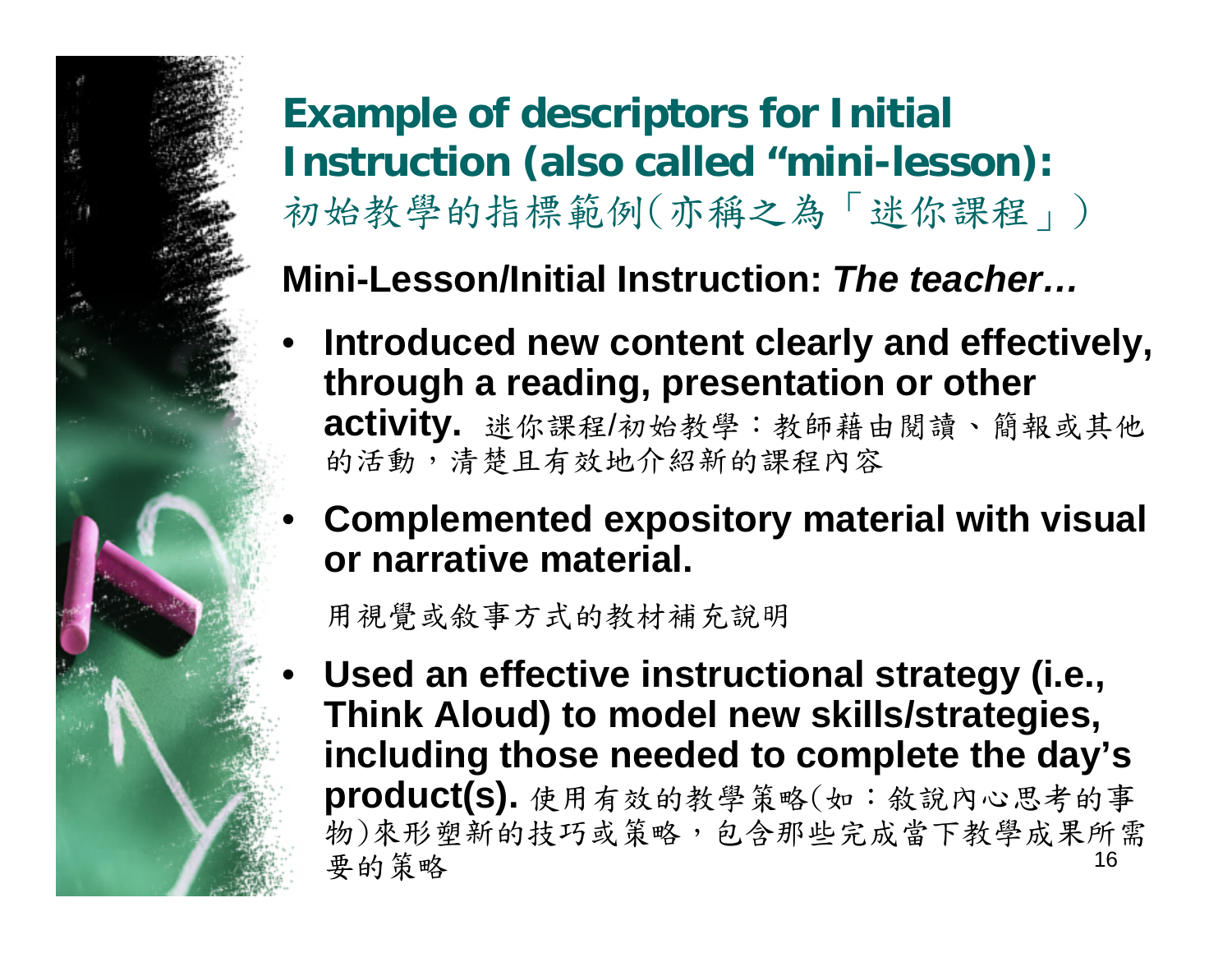## Example of descriptors for Initial Instruction (also called “mini-lesson):
初始教學的指標範例(亦稱之為「迷你課程」)

**Mini-Lesson/Initial Instruction: *The teacher…***

- **Introduced new content clearly and effectively, through a reading, presentation or other activity.** 迷你課程/初始教學：教師藉由閱讀、簡報或其他的活動，清楚且有效地介紹新的課程內容
- **Complemented expository material with visual or narrative material.**

  用視覺或敘事方式的教材補充說明
- **Used an effective instructional strategy (i.e., Think Aloud) to model new skills/strategies, including those needed to complete the day’s product(s).** 使用有效的教學策略(如：敘說內心思考的事物)來形塑新的技巧或策略，包含那些完成當下教學成果所需要的策略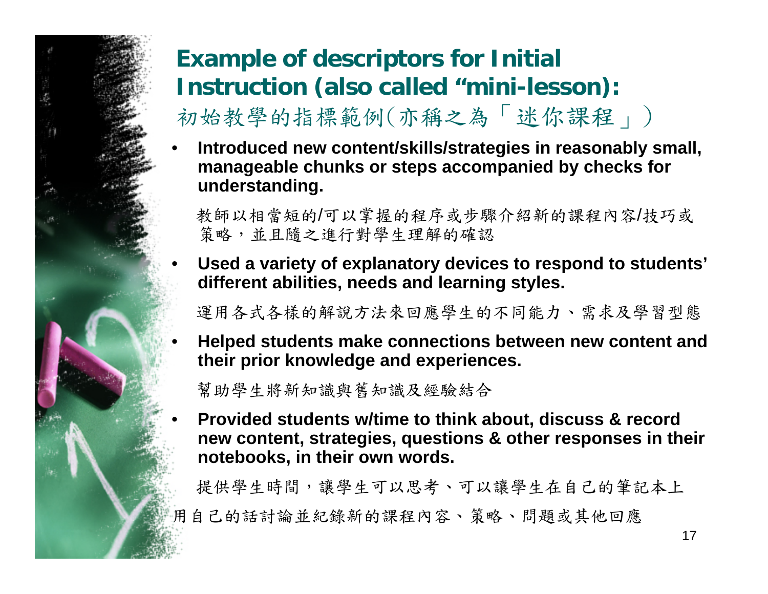## Example of descriptors for Initial Instruction (also called “mini-lesson):

初始教學的指標範例(亦稱之為「迷你課程」)

- **Introduced new content/skills/strategies in reasonably small, manageable chunks or steps accompanied by checks for understanding.**

  教師以相當短的/可以掌握的程序或步驟介紹新的課程內容/技巧或策略，並且隨之進行對學生理解的確認

- **Used a variety of explanatory devices to respond to students’ different abilities, needs and learning styles.**

  運用各式各樣的解說方法來回應學生的不同能力、需求及學習型態

- **Helped students make connections between new content and their prior knowledge and experiences.**

  幫助學生將新知識與舊知識及經驗結合

- **Provided students w/time to think about, discuss & record new content, strategies, questions & other responses in their notebooks, in their own words.**

  提供學生時間，讓學生可以思考、可以讓學生在自己的筆記本上用自己的話討論並紀錄新的課程內容、策略、問題或其他回應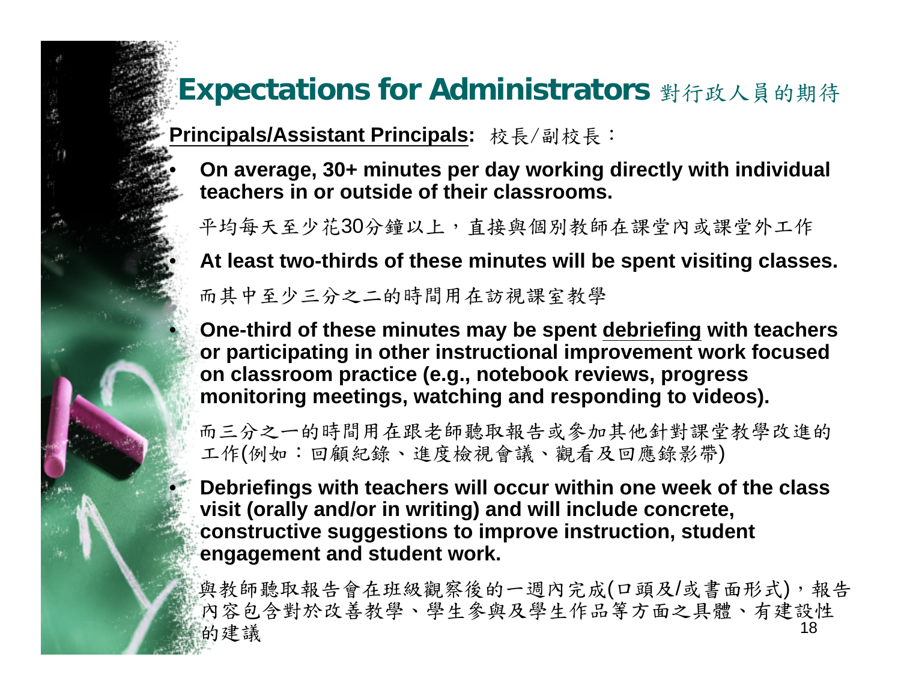# Expectations for Administrators 對行政人員的期待

**Principals/Assistant Principals:** 校長/副校長：

- **On average, 30+ minutes per day working directly with individual teachers in or outside of their classrooms.**

  平均每天至少花30分鐘以上，直接與個別教師在課堂內或課堂外工作

- **At least two-thirds of these minutes will be spent visiting classes.**

  而其中至少三分之二的時間用在訪視課室教學

- **One-third of these minutes may be spent debriefing with teachers or participating in other instructional improvement work focused on classroom practice (e.g., notebook reviews, progress monitoring meetings, watching and responding to videos).**

  而三分之一的時間用在跟老師聽取報告或參加其他針對課堂教學改進的工作(例如：回顧紀錄、進度檢視會議、觀看及回應錄影帶)

- **Debriefings with teachers will occur within one week of the class visit (orally and/or in writing) and will include concrete, constructive suggestions to improve instruction, student engagement and student work.**

  與教師聽取報告會在班級觀察後的一週內完成(口頭及/或書面形式)，報告內容包含對於改善教學、學生參與及學生作品等方面之具體、有建設性的建議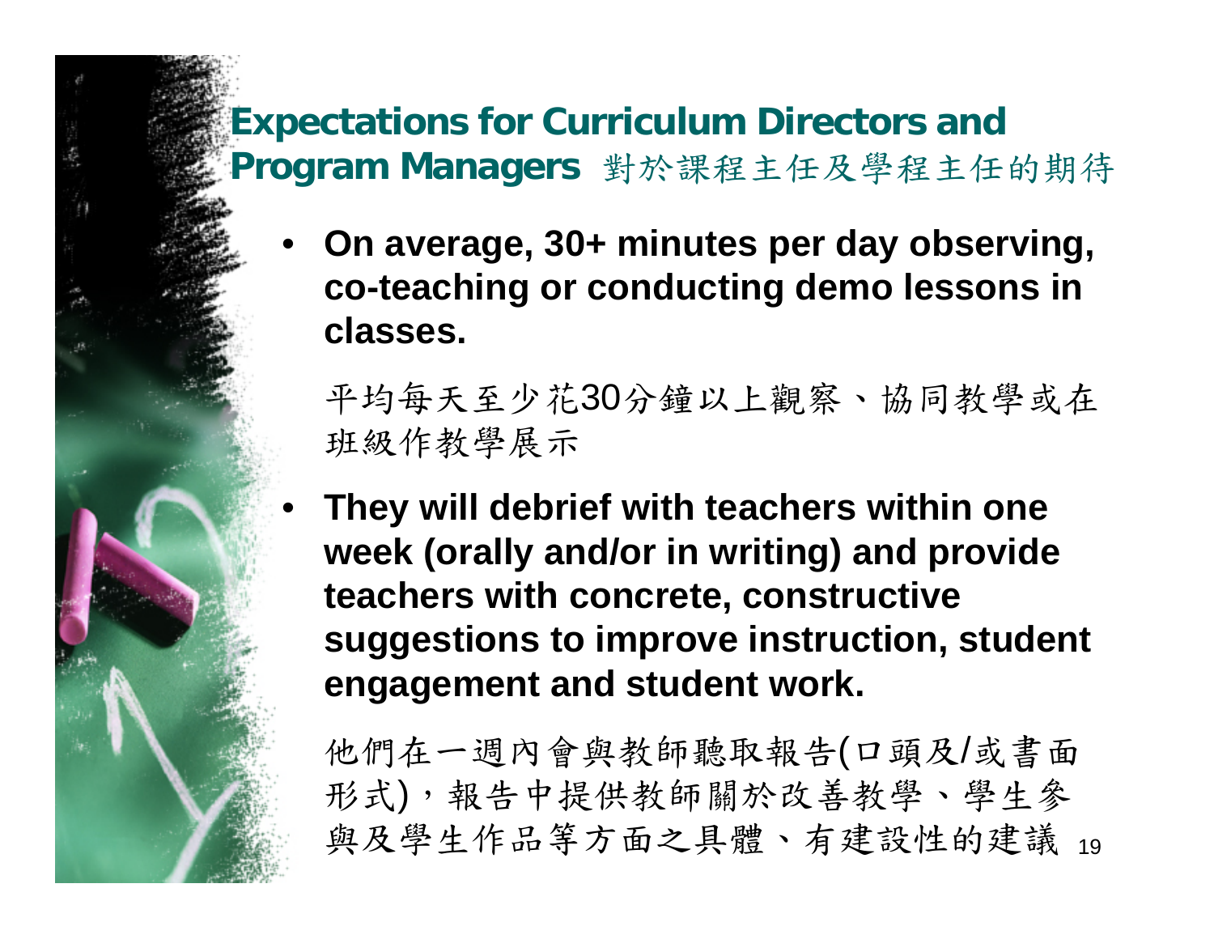## Expectations for Curriculum Directors and Program Managers 對於課程主任及學程主任的期待

- **On average, 30+ minutes per day observing, co-teaching or conducting demo lessons in classes.**

  平均每天至少花30分鐘以上觀察、協同教學或在班級作教學展示

- **They will debrief with teachers within one week (orally and/or in writing) and provide teachers with concrete, constructive suggestions to improve instruction, student engagement and student work.**

  他們在一週內會與教師聽取報告(口頭及/或書面形式)，報告中提供教師關於改善教學、學生參與及學生作品等方面之具體、有建設性的建議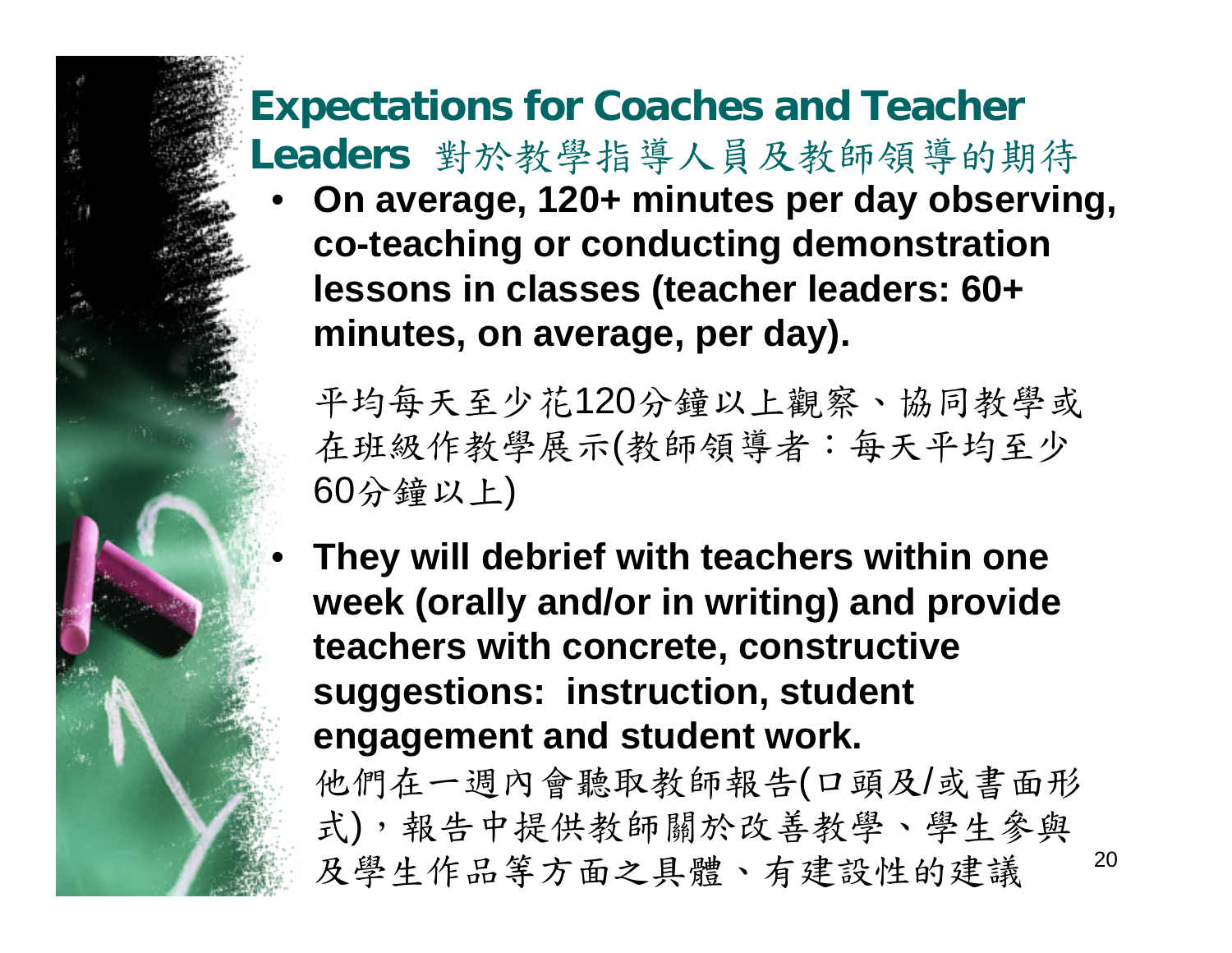## Expectations for Coaches and Teacher Leaders 對於教學指導人員及教師領導的期待

- **On average, 120+ minutes per day observing, co-teaching or conducting demonstration lessons in classes (teacher leaders: 60+ minutes, on average, per day).**

  平均每天至少花120分鐘以上觀察、協同教學或在班級作教學展示(教師領導者：每天平均至少60分鐘以上)

- **They will debrief with teachers within one week (orally and/or in writing) and provide teachers with concrete, constructive suggestions: instruction, student engagement and student work.**

  他們在一週內會聽取教師報告(口頭及/或書面形式)，報告中提供教師關於改善教學、學生參與及學生作品等方面之具體、有建設性的建議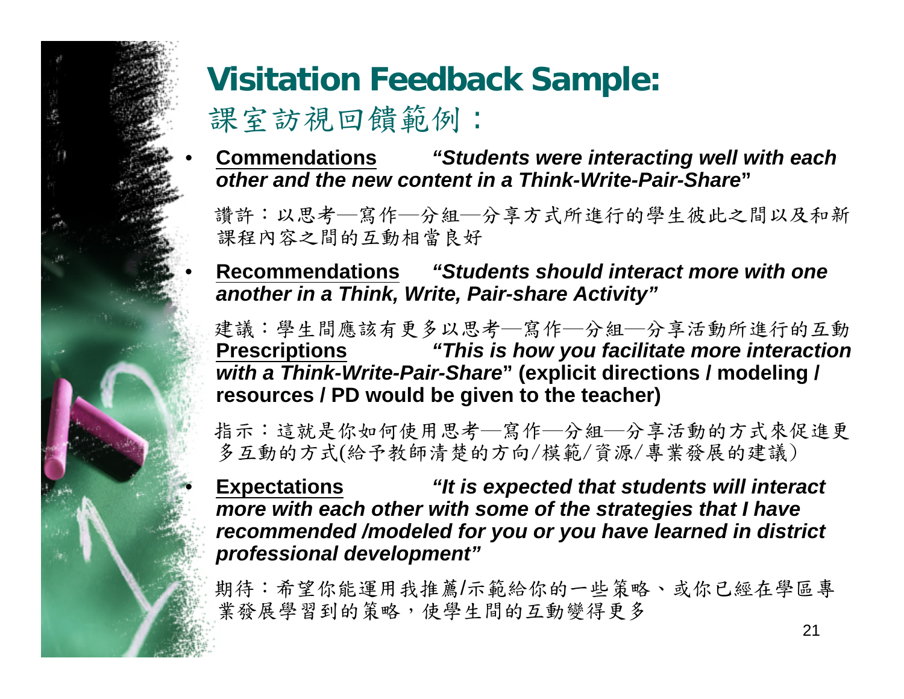# Visitation Feedback Sample:

## 課室訪視回饋範例：

- **Commendations** ***"Students were interacting well with each other and the new content in a Think-Write-Pair-Share*"**

  讚許：以思考—寫作—分組—分享方式所進行的學生彼此之間以及和新課程內容之間的互動相當良好

- **Recommendations** ***"Students should interact more with one another in a Think, Write, Pair-share Activity"***

  建議：學生間應該有更多以思考—寫作—分組—分享活動所進行的互動

  **Prescriptions** ***"This is how you facilitate more interaction with a Think-Write-Pair-Share*" (explicit directions / modeling / resources / PD would be given to the teacher)**

  指示：這就是你如何使用思考—寫作—分組—分享活動的方式來促進更多互動的方式(給予教師清楚的方向/模範/資源/專業發展的建議）

- **Expectations** ***"It is expected that students will interact more with each other with some of the strategies that I have recommended /modeled for you or you have learned in district professional development"***

  期待：希望你能運用我推薦/示範給你的一些策略、或你已經在學區專業發展學習到的策略，使學生間的互動變得更多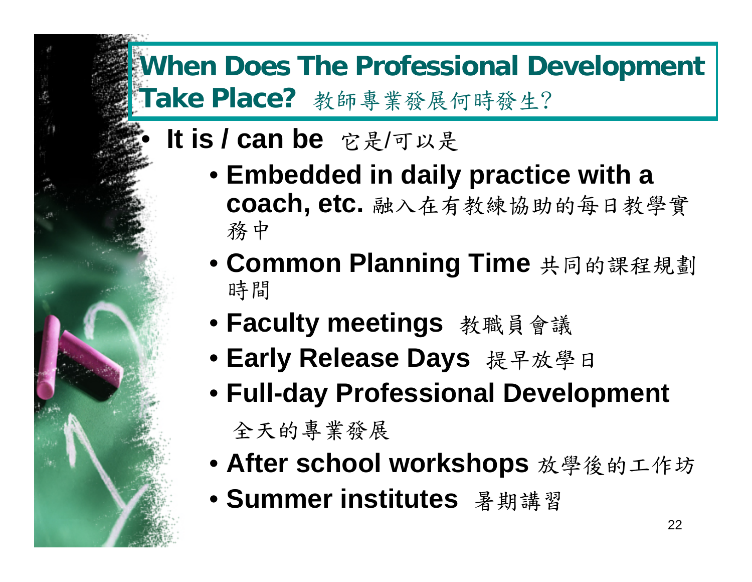## When Does The Professional Development Take Place? 教師專業發展何時發生?

- **It is / can be** 它是/可以是
  - **Embedded in daily practice with a coach, etc.** 融入在有教練協助的每日教學實務中
  - **Common Planning Time** 共同的課程規劃時間
  - **Faculty meetings** 教職員會議
  - **Early Release Days** 提早放學日
  - **Full-day Professional Development** 全天的專業發展
  - **After school workshops** 放學後的工作坊
  - **Summer institutes** 暑期講習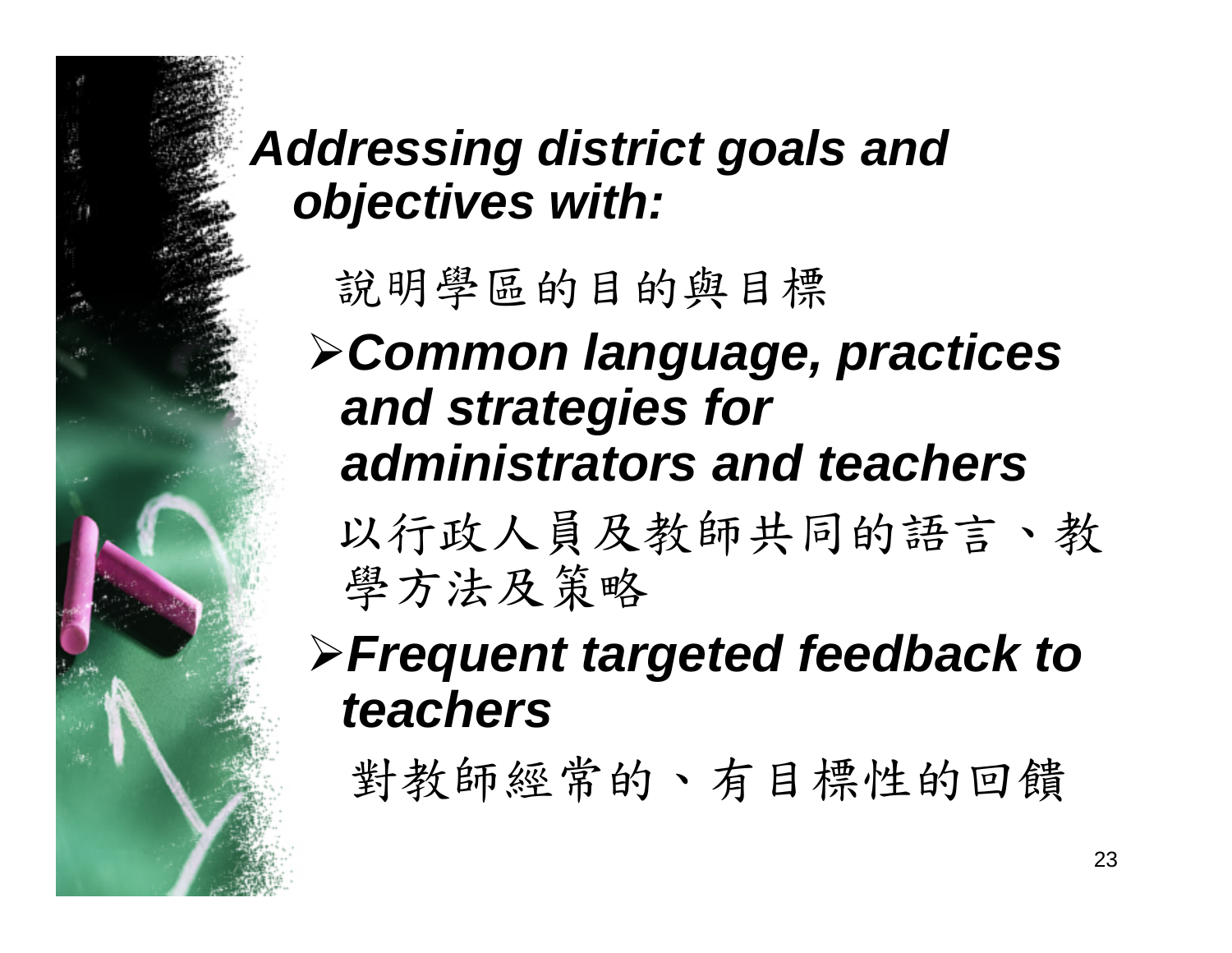***Addressing district goals and objectives with:***

說明學區的目的與目標

- ***Common language, practices and strategies for administrators and teachers***

  以行政人員及教師共同的語言、教學方法及策略

- ***Frequent targeted feedback to teachers***

  對教師經常的、有目標性的回饋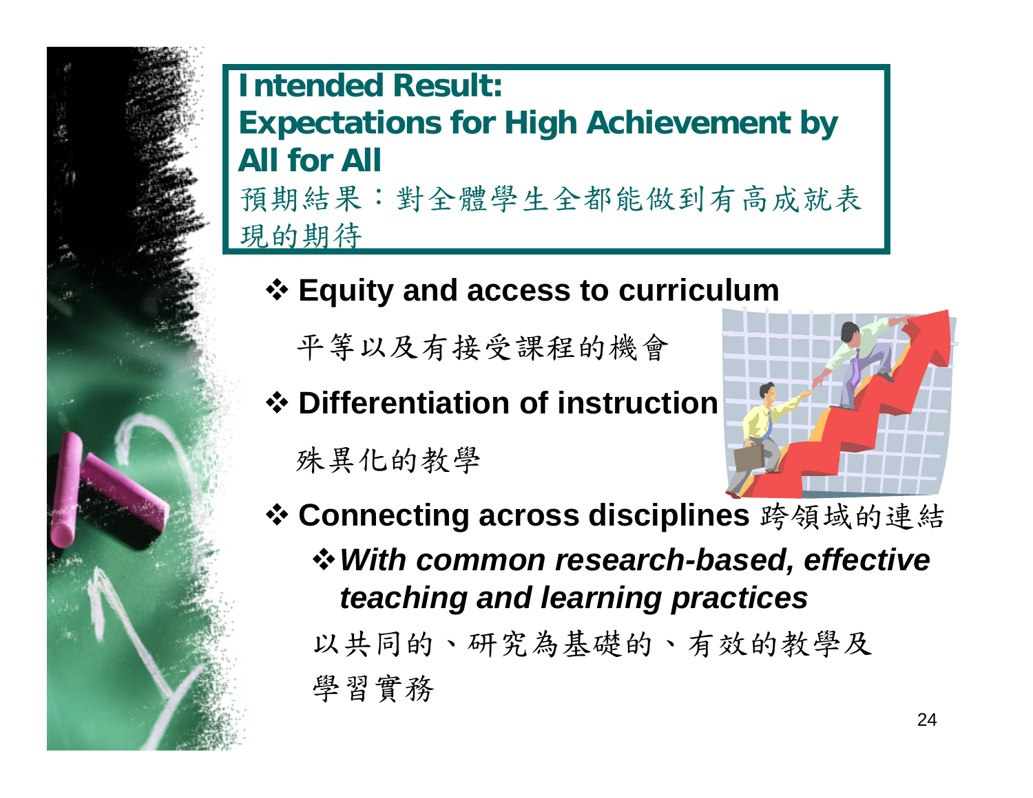## Intended Result:
## Expectations for High Achievement by All for All

預期結果：對全體學生全都能做到有高成就表現的期待

- **Equity and access to curriculum**

  平等以及有接受課程的機會

- **Differentiation of instruction**

  殊異化的教學

- **Connecting across disciplines** 跨領域的連結
  - ***With common research-based, effective teaching and learning practices***

    以共同的、研究為基礎的、有效的教學及學習實務